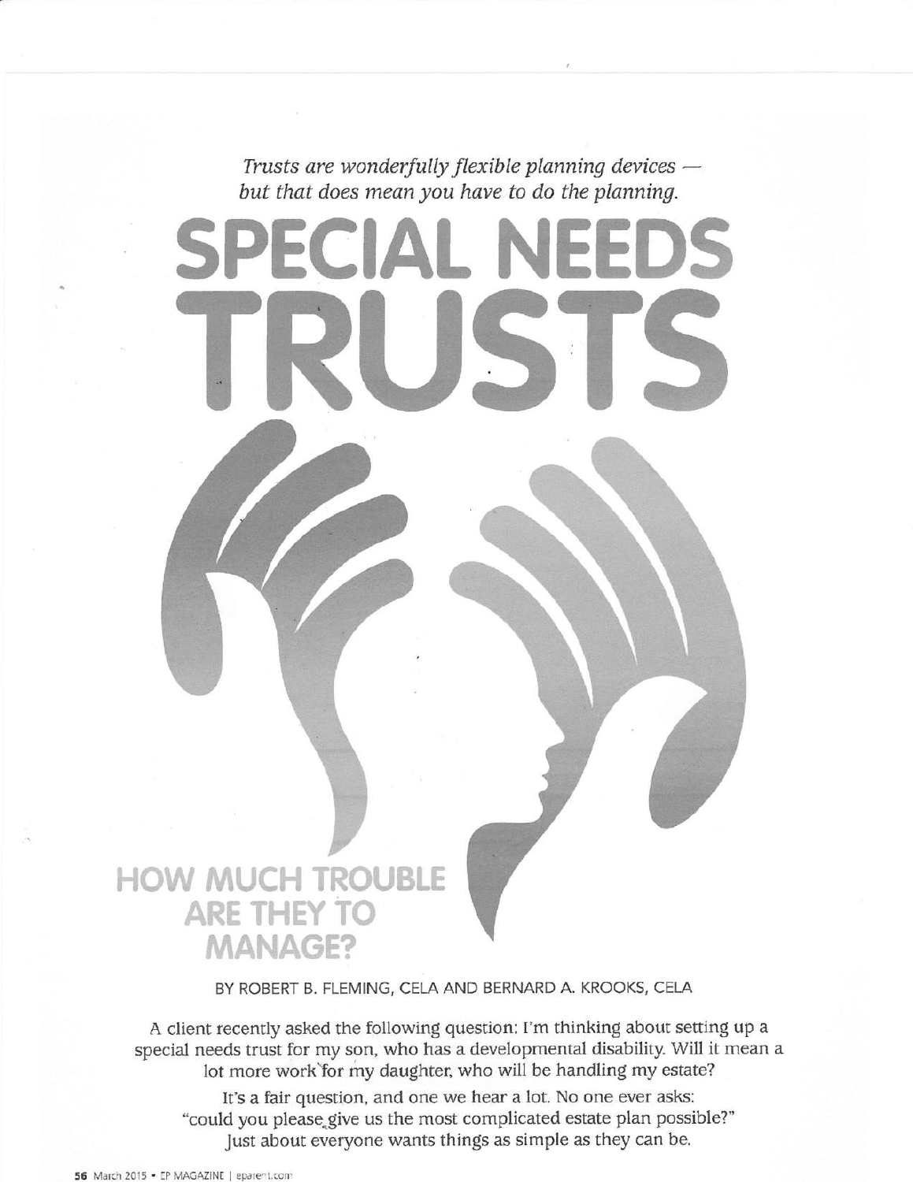*Trusts are wonderfully flexible planning devices — but that does mean you have to do the planning.*

# SPECIAL NEEDS TRUSTS

## HOW MUCH TROUBLE ARE THEY TO MANAGE?

BY ROBERT B. FLEMING, CELA AND BERNARD A. KROOKS, CELA

A client recently asked the following question: I'm thinking about setting up a special needs trust for my son, who has a developmental disability. Will it mean a lot more work for my daughter, who will be handling my estate?

It's a fair question, and one we hear a lot. No one ever asks: "could you please give us the most complicated estate plan possible?" Just about everyone wants things as simple as they can be.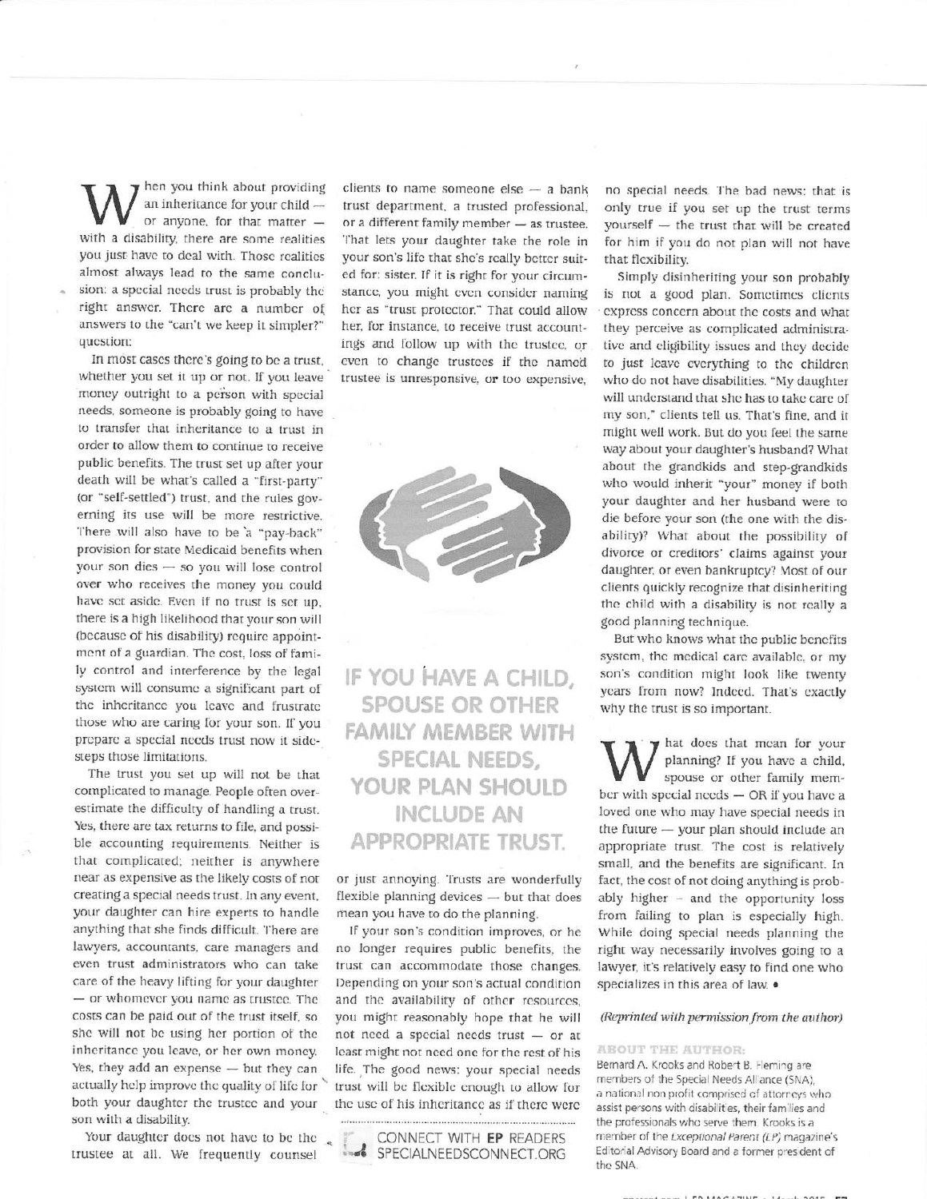When you think about providing an inheritance for your child — or anyone, for that matter — with a disability, there are some realities you just have to deal with. Those realities almost always lead to the same conclusion: a special needs trust is probably the right answer. There are a number of answers to the "can't we keep it simpler?" question:

In most cases there's going to be a trust, whether you set it up or not. If you leave money outright to a person with special needs, someone is probably going to have to transfer that inheritance to a trust in order to allow them to continue to receive public benefits. The trust set up after your death will be what's called a "first-party" (or "self-settled") trust, and the rules governing its use will be more restrictive. There will also have to be a "pay-back" provision for state Medicaid benefits when your son dies — so you will lose control over who receives the money you could have set aside. Even if no trust is set up, there is a high likelihood that your son will (because of his disability) require appointment of a guardian. The cost, loss of family control and interference by the legal system will consume a significant part of the inheritance you leave and frustrate those who are caring for your son. If you prepare a special needs trust now it sidesteps those limitations.

The trust you set up will not be that complicated to manage. People often overestimate the difficulty of handling a trust. Yes, there are tax returns to file, and possible accounting requirements. Neither is that complicated; neither is anywhere near as expensive as the likely costs of not creating a special needs trust. In any event, your daughter can hire experts to handle anything that she finds difficult. There are lawyers, accountants, care managers and even trust administrators who can take care of the heavy lifting for your daughter — or whomever you name as trustee. The costs can be paid out of the trust itself, so she will not be using her portion of the inheritance you leave, or her own money. Yes, they add an expense — but they can actually help improve the quality of life for both your daughter the trustee and your son with a disability.

Your daughter does not have to be the trustee at all. We frequently counsel clients to name someone else — a bank trust department, a trusted professional, or a different family member — as trustee. That lets your daughter take the role in your son's life that she's really better suited for: sister. If it is right for your circumstance, you might even consider naming her as "trust protector." That could allow her, for instance, to receive trust accountings and follow up with the trustee, or even to change trustees if the named trustee is unresponsive, or too expensive, or just annoying. Trusts are wonderfully flexible planning devices — but that does mean you have to do the planning.

**IF YOU HAVE A CHILD, SPOUSE OR OTHER FAMILY MEMBER WITH SPECIAL NEEDS, YOUR PLAN SHOULD INCLUDE AN APPROPRIATE TRUST.**

If your son's condition improves, or he no longer requires public benefits, the trust can accommodate those changes. Depending on your son's actual condition and the availability of other resources, you might reasonably hope that he will not need a special needs trust — or at least might not need one for the rest of his life. The good news: your special needs trust will be flexible enough to allow for the use of his inheritance as if there were no special needs. The bad news: that is only true if you set up the trust terms yourself — the trust that will be created for him if you do not plan will not have that flexibility.

Simply disinheriting your son probably is not a good plan. Sometimes clients express concern about the costs and what they perceive as complicated administrative and eligibility issues and they decide to just leave everything to the children who do not have disabilities. "My daughter will understand that she has to take care of my son," clients tell us. That's fine, and it might well work. But do you feel the same way about your daughter's husband? What about the grandkids and step-grandkids who would inherit "your" money if both your daughter and her husband were to die before your son (the one with the disability)? What about the possibility of divorce or creditors' claims against your daughter, or even bankruptcy? Most of our clients quickly recognize that disinheriting the child with a disability is not really a good planning technique.

But who knows what the public benefits system, the medical care available, or my son's condition might look like twenty years from now? Indeed. That's exactly why the trust is so important.

What does that mean for your planning? If you have a child, spouse or other family member with special needs — OR if you have a loved one who may have special needs in the future — your plan should include an appropriate trust. The cost is relatively small, and the benefits are significant. In fact, the cost of not doing anything is probably higher – and the opportunity loss from failing to plan is especially high. While doing special needs planning the right way necessarily involves going to a lawyer, it's relatively easy to find one who specializes in this area of law. •

*(Reprinted with permission from the author)*

CONNECT WITH **EP** READERS
SPECIALNEEDSCONNECT.ORG

**ABOUT THE AUTHOR:**

Bernard A. Krooks and Robert B. Fleming are members of the Special Needs Alliance (SNA), a national non profit comprised of attorneys who assist persons with disabilities, their families and the professionals who serve them. Krooks is a member of the *Exceptional Parent (EP)* magazine's Editorial Advisory Board and a former president of the SNA.